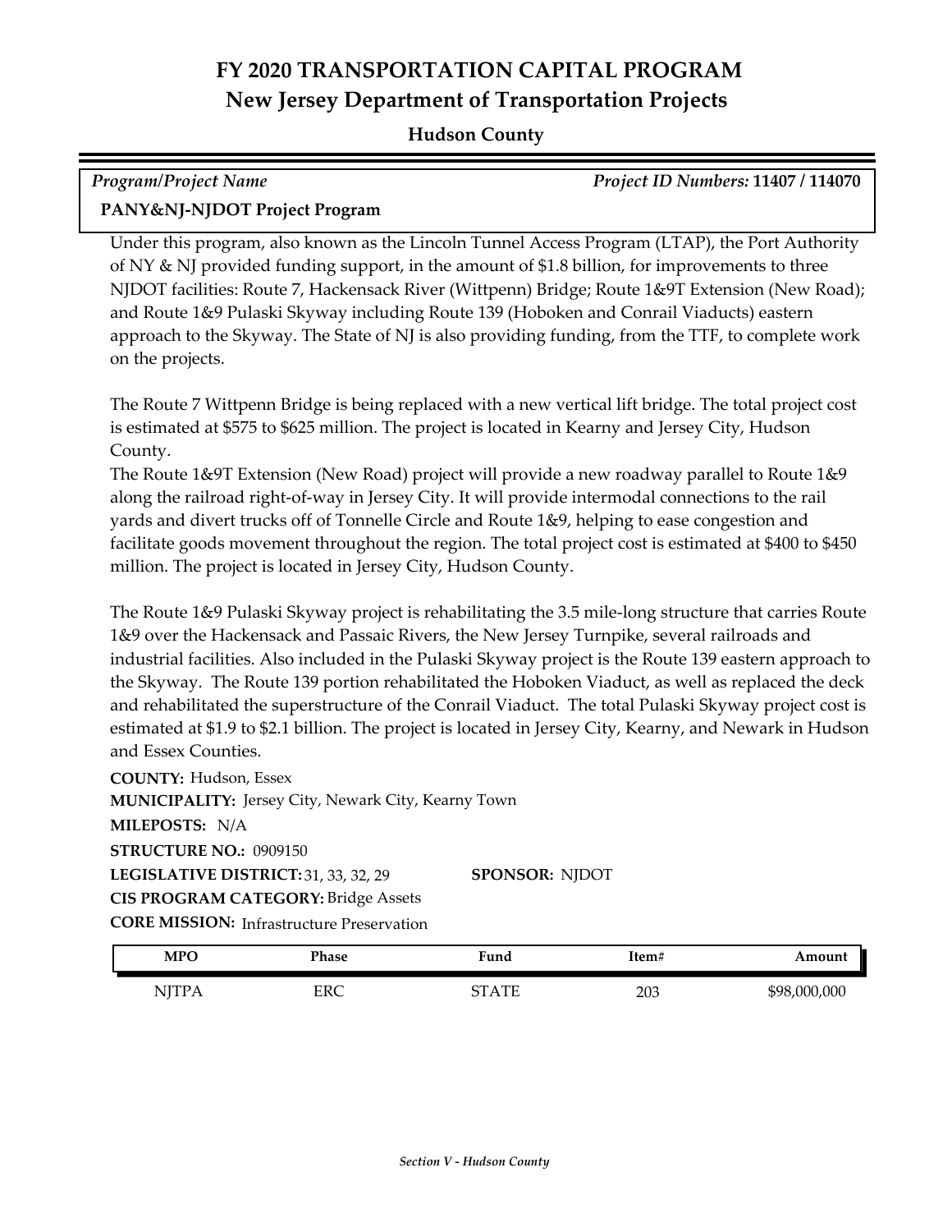# FY 2020 TRANSPORTATION CAPITAL PROGRAM
## New Jersey Department of Transportation Projects
### Hudson County

| *Program/Project Name* | *Project ID Numbers:* **11407 / 114070** |
|---|---|
| **PANY&NJ-NJDOT Project Program** | |

Under this program, also known as the Lincoln Tunnel Access Program (LTAP), the Port Authority of NY & NJ provided funding support, in the amount of $1.8 billion, for improvements to three NJDOT facilities: Route 7, Hackensack River (Wittpenn) Bridge; Route 1&9T Extension (New Road); and Route 1&9 Pulaski Skyway including Route 139 (Hoboken and Conrail Viaducts) eastern approach to the Skyway. The State of NJ is also providing funding, from the TTF, to complete work on the projects.

The Route 7 Wittpenn Bridge is being replaced with a new vertical lift bridge. The total project cost is estimated at $575 to $625 million. The project is located in Kearny and Jersey City, Hudson County.

The Route 1&9T Extension (New Road) project will provide a new roadway parallel to Route 1&9 along the railroad right-of-way in Jersey City. It will provide intermodal connections to the rail yards and divert trucks off of Tonnelle Circle and Route 1&9, helping to ease congestion and facilitate goods movement throughout the region. The total project cost is estimated at $400 to $450 million. The project is located in Jersey City, Hudson County.

The Route 1&9 Pulaski Skyway project is rehabilitating the 3.5 mile-long structure that carries Route 1&9 over the Hackensack and Passaic Rivers, the New Jersey Turnpike, several railroads and industrial facilities. Also included in the Pulaski Skyway project is the Route 139 eastern approach to the Skyway. The Route 139 portion rehabilitated the Hoboken Viaduct, as well as replaced the deck and rehabilitated the superstructure of the Conrail Viaduct. The total Pulaski Skyway project cost is estimated at $1.9 to $2.1 billion. The project is located in Jersey City, Kearny, and Newark in Hudson and Essex Counties.

**COUNTY:** Hudson, Essex
**MUNICIPALITY:** Jersey City, Newark City, Kearny Town
**MILEPOSTS:** N/A
**STRUCTURE NO.:** 0909150
**LEGISLATIVE DISTRICT:** 31, 33, 32, 29 **SPONSOR:** NJDOT
**CIS PROGRAM CATEGORY:** Bridge Assets
**CORE MISSION:** Infrastructure Preservation

| MPO | Phase | Fund | Item# | Amount |
|---|---|---|---|---|
| NJTPA | ERC | STATE | 203 | $98,000,000 |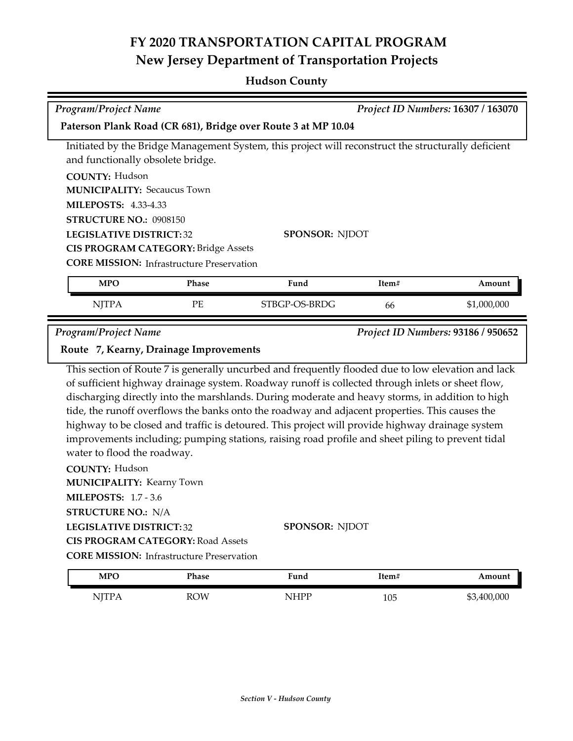# FY 2020 TRANSPORTATION CAPITAL PROGRAM
## New Jersey Department of Transportation Projects
### Hudson County

*Program/Project Name* *Project ID Numbers:* **16307 / 163070**

**Paterson Plank Road (CR 681), Bridge over Route 3 at MP 10.04**

Initiated by the Bridge Management System, this project will reconstruct the structurally deficient and functionally obsolete bridge.

**COUNTY:** Hudson
**MUNICIPALITY:** Secaucus Town
**MILEPOSTS:** 4.33-4.33
**STRUCTURE NO.:** 0908150
**LEGISLATIVE DISTRICT:** 32
**SPONSOR:** NJDOT
**CIS PROGRAM CATEGORY:** Bridge Assets
**CORE MISSION:** Infrastructure Preservation

| MPO | Phase | Fund | Item# | Amount |
|---|---|---|---|---|
| NJTPA | PE | STBGP-OS-BRDG | 66 | $1,000,000 |

*Program/Project Name* *Project ID Numbers:* **93186 / 950652**

**Route 7, Kearny, Drainage Improvements**

This section of Route 7 is generally uncurbed and frequently flooded due to low elevation and lack of sufficient highway drainage system. Roadway runoff is collected through inlets or sheet flow, discharging directly into the marshlands. During moderate and heavy storms, in addition to high tide, the runoff overflows the banks onto the roadway and adjacent properties. This causes the highway to be closed and traffic is detoured. This project will provide highway drainage system improvements including; pumping stations, raising road profile and sheet piling to prevent tidal water to flood the roadway.

**COUNTY:** Hudson
**MUNICIPALITY:** Kearny Town
**MILEPOSTS:** 1.7 - 3.6
**STRUCTURE NO.:** N/A
**LEGISLATIVE DISTRICT:** 32
**SPONSOR:** NJDOT
**CIS PROGRAM CATEGORY:** Road Assets
**CORE MISSION:** Infrastructure Preservation

| MPO | Phase | Fund | Item# | Amount |
|---|---|---|---|---|
| NJTPA | ROW | NHPP | 105 | $3,400,000 |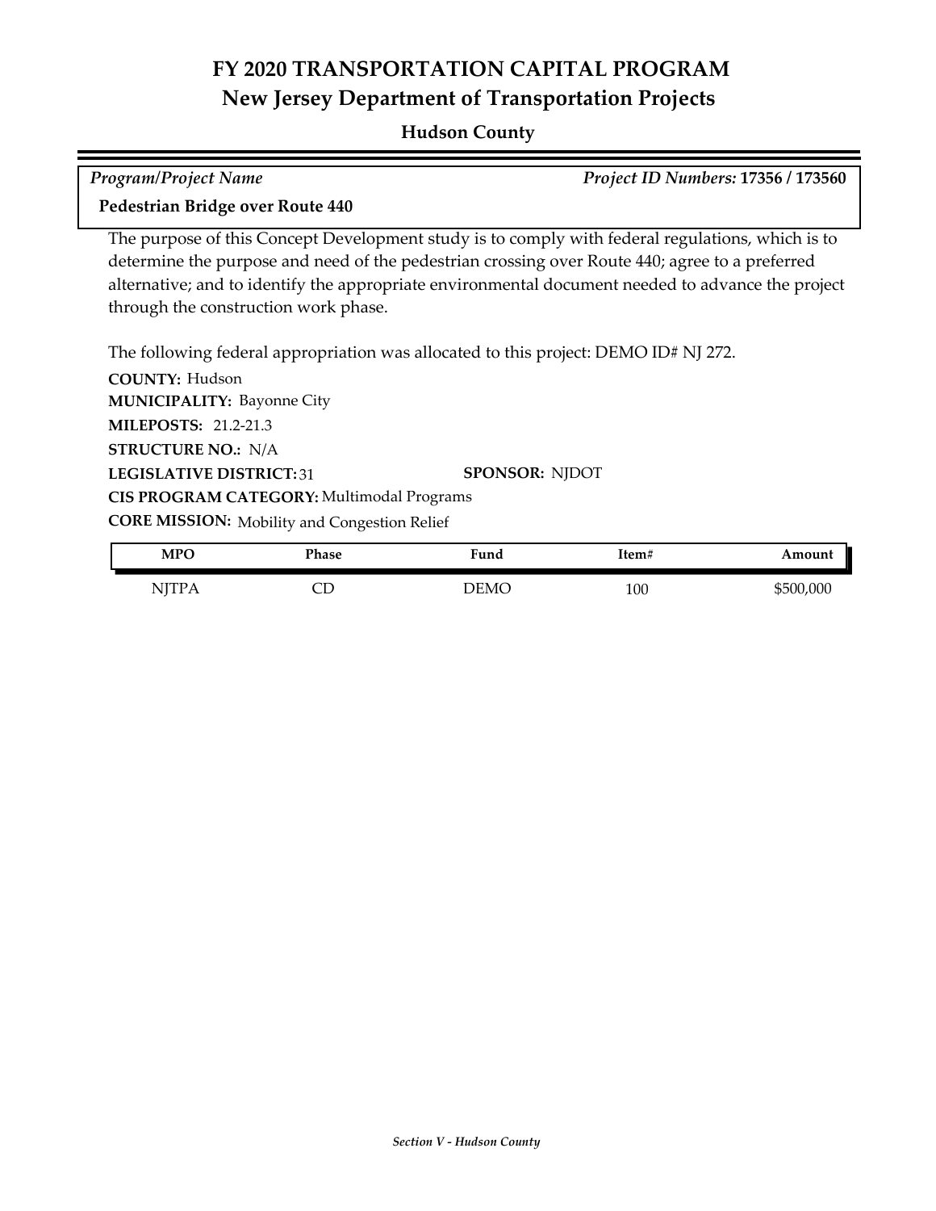# FY 2020 TRANSPORTATION CAPITAL PROGRAM
## New Jersey Department of Transportation Projects

### Hudson County

*Program/Project Name* *Project ID Numbers:* **17356 / 173560**

**Pedestrian Bridge over Route 440**

The purpose of this Concept Development study is to comply with federal regulations, which is to determine the purpose and need of the pedestrian crossing over Route 440; agree to a preferred alternative; and to identify the appropriate environmental document needed to advance the project through the construction work phase.

The following federal appropriation was allocated to this project: DEMO ID# NJ 272.

**COUNTY:** Hudson
**MUNICIPALITY:** Bayonne City
**MILEPOSTS:** 21.2-21.3
**STRUCTURE NO.:** N/A
**LEGISLATIVE DISTRICT:** 31
**SPONSOR:** NJDOT
**CIS PROGRAM CATEGORY:** Multimodal Programs
**CORE MISSION:** Mobility and Congestion Relief

| MPO | Phase | Fund | Item# | Amount |
|---|---|---|---|---|
| NJTPA | CD | DEMO | 100 | $500,000 |